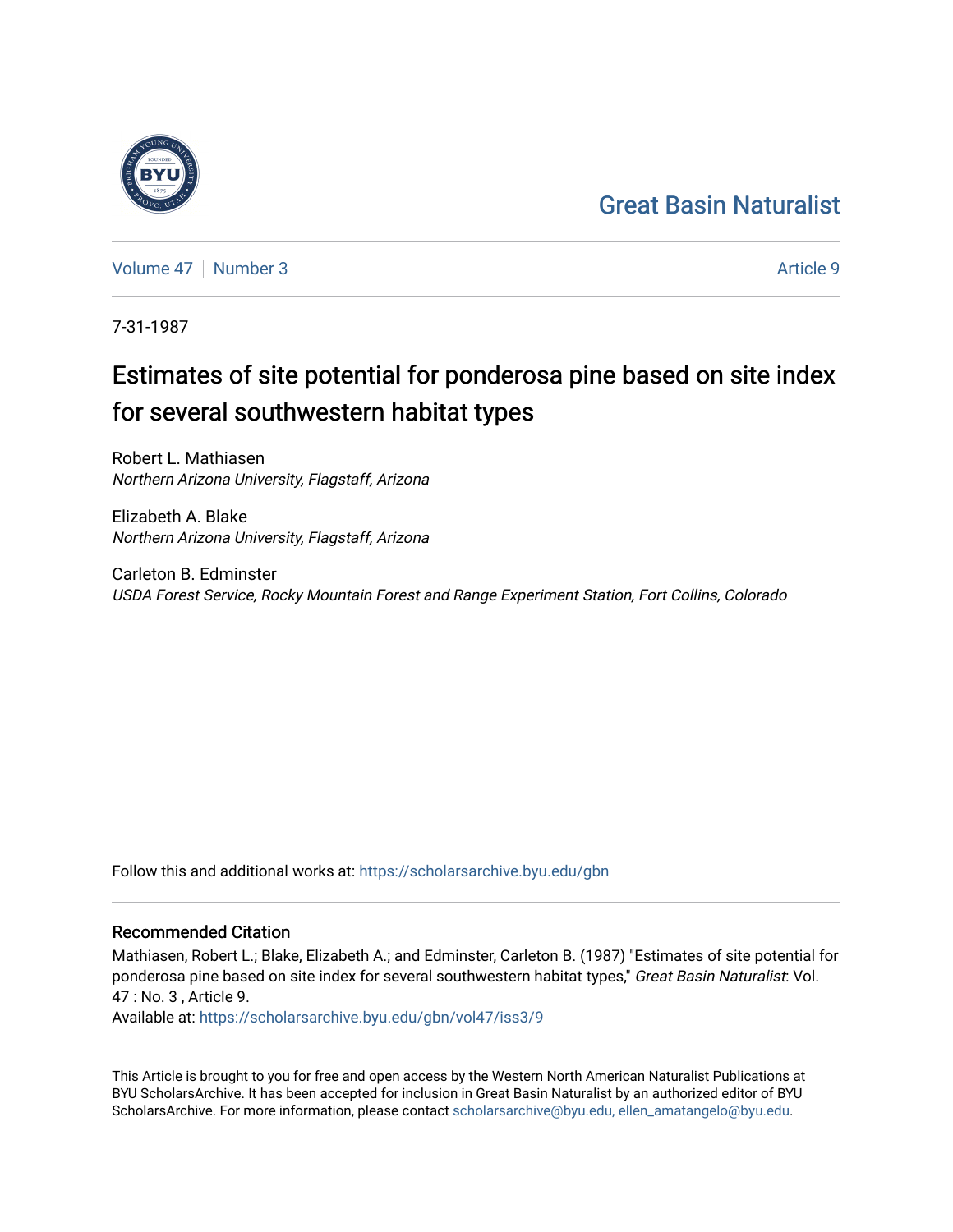Great Basin Naturalist

Volume 47 | Number 3 — Article 9

7-31-1987

# Estimates of site potential for ponderosa pine based on site index for several southwestern habitat types

Robert L. Mathiasen
*Northern Arizona University, Flagstaff, Arizona*

Elizabeth A. Blake
*Northern Arizona University, Flagstaff, Arizona*

Carleton B. Edminster
*USDA Forest Service, Rocky Mountain Forest and Range Experiment Station, Fort Collins, Colorado*

Follow this and additional works at: https://scholarsarchive.byu.edu/gbn

## Recommended Citation

Mathiasen, Robert L.; Blake, Elizabeth A.; and Edminster, Carleton B. (1987) "Estimates of site potential for ponderosa pine based on site index for several southwestern habitat types," *Great Basin Naturalist*: Vol. 47 : No. 3 , Article 9.
Available at: https://scholarsarchive.byu.edu/gbn/vol47/iss3/9

This Article is brought to you for free and open access by the Western North American Naturalist Publications at BYU ScholarsArchive. It has been accepted for inclusion in Great Basin Naturalist by an authorized editor of BYU ScholarsArchive. For more information, please contact scholarsarchive@byu.edu, ellen_amatangelo@byu.edu.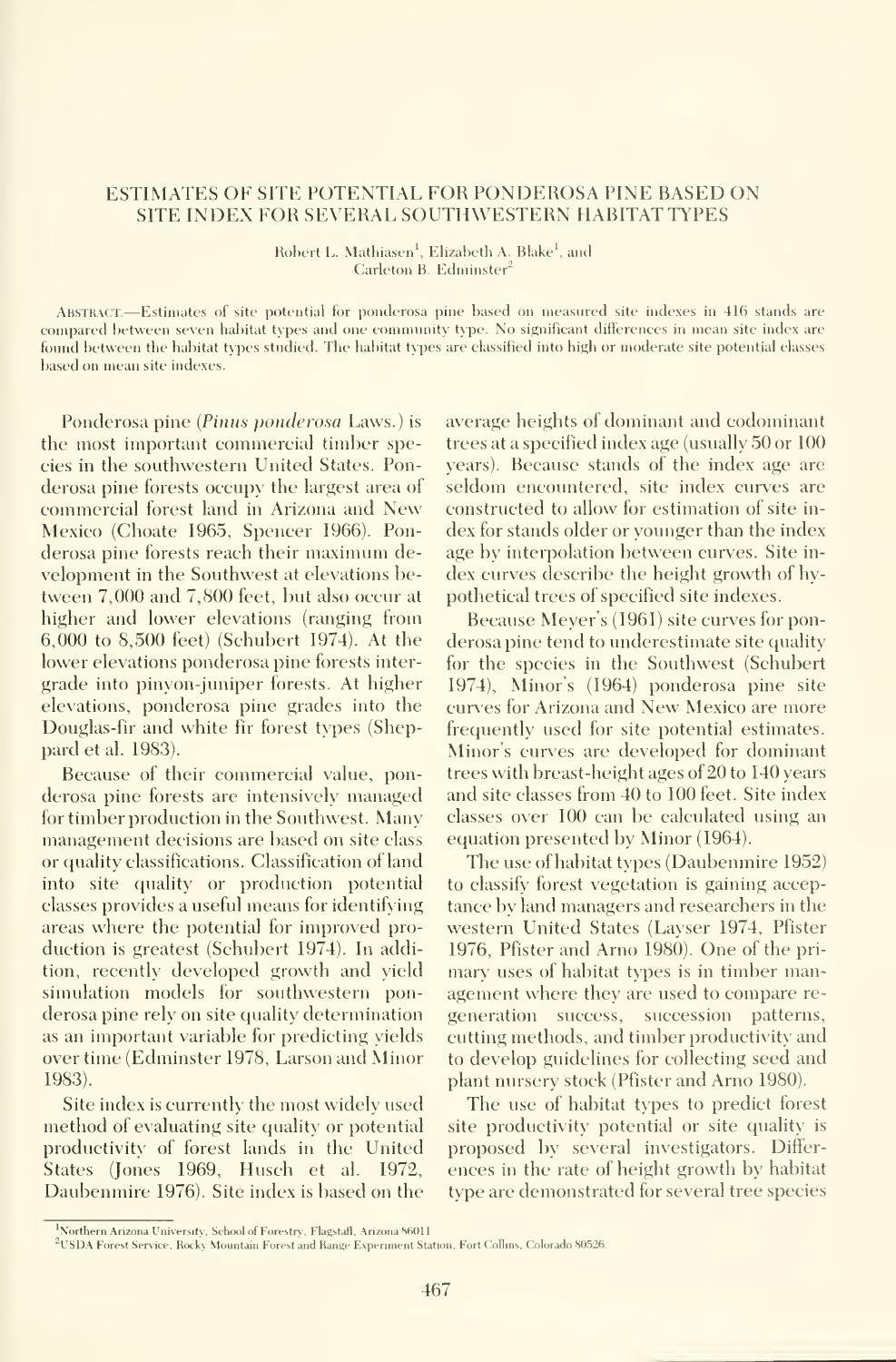# ESTIMATES OF SITE POTENTIAL FOR PONDEROSA PINE BASED ON SITE INDEX FOR SEVERAL SOUTHWESTERN HABITAT TYPES

Robert L. Mathiasen[1], Elizabeth A. Blake[1], and Carleton B. Edminster[2]

ABSTRACT.—Estimates of site potential for ponderosa pine based on measured site indexes in 416 stands are compared between seven habitat types and one community type. No significant differences in mean site index are found between the habitat types studied. The habitat types are classified into high or moderate site potential classes based on mean site indexes.

Ponderosa pine (*Pinus ponderosa* Laws.) is the most important commercial timber species in the southwestern United States. Ponderosa pine forests occupy the largest area of commercial forest land in Arizona and New Mexico (Choate 1965, Spencer 1966). Ponderosa pine forests reach their maximum development in the Southwest at elevations between 7,000 and 7,800 feet, but also occur at higher and lower elevations (ranging from 6,000 to 8,500 feet) (Schubert 1974). At the lower elevations ponderosa pine forests intergrade into pinyon-juniper forests. At higher elevations, ponderosa pine grades into the Douglas-fir and white fir forest types (Sheppard et al. 1983).

Because of their commercial value, ponderosa pine forests are intensively managed for timber production in the Southwest. Many management decisions are based on site class or quality classifications. Classification of land into site quality or production potential classes provides a useful means for identifying areas where the potential for improved production is greatest (Schubert 1974). In addition, recently developed growth and yield simulation models for southwestern ponderosa pine rely on site quality determination as an important variable for predicting yields over time (Edminster 1978, Larson and Minor 1983).

Site index is currently the most widely used method of evaluating site quality or potential productivity of forest lands in the United States (Jones 1969, Husch et al. 1972, Daubenmire 1976). Site index is based on the average heights of dominant and codominant trees at a specified index age (usually 50 or 100 years). Because stands of the index age are seldom encountered, site index curves are constructed to allow for estimation of site index for stands older or younger than the index age by interpolation between curves. Site index curves describe the height growth of hypothetical trees of specified site indexes.

Because Meyer's (1961) site curves for ponderosa pine tend to underestimate site quality for the species in the Southwest (Schubert 1974), Minor's (1964) ponderosa pine site curves for Arizona and New Mexico are more frequently used for site potential estimates. Minor's curves are developed for dominant trees with breast-height ages of 20 to 140 years and site classes from 40 to 100 feet. Site index classes over 100 can be calculated using an equation presented by Minor (1964).

The use of habitat types (Daubenmire 1952) to classify forest vegetation is gaining acceptance by land managers and researchers in the western United States (Layser 1974, Pfister 1976, Pfister and Arno 1980). One of the primary uses of habitat types is in timber management where they are used to compare regeneration success, succession patterns, cutting methods, and timber productivity and to develop guidelines for collecting seed and plant nursery stock (Pfister and Arno 1980).

The use of habitat types to predict forest site productivity potential or site quality is proposed by several investigators. Differences in the rate of height growth by habitat type are demonstrated for several tree species

---

[1]Northern Arizona University, School of Forestry, Flagstaff, Arizona 86011.

[2]USDA Forest Service, Rocky Mountain Forest and Range Experiment Station, Fort Collins, Colorado 80526.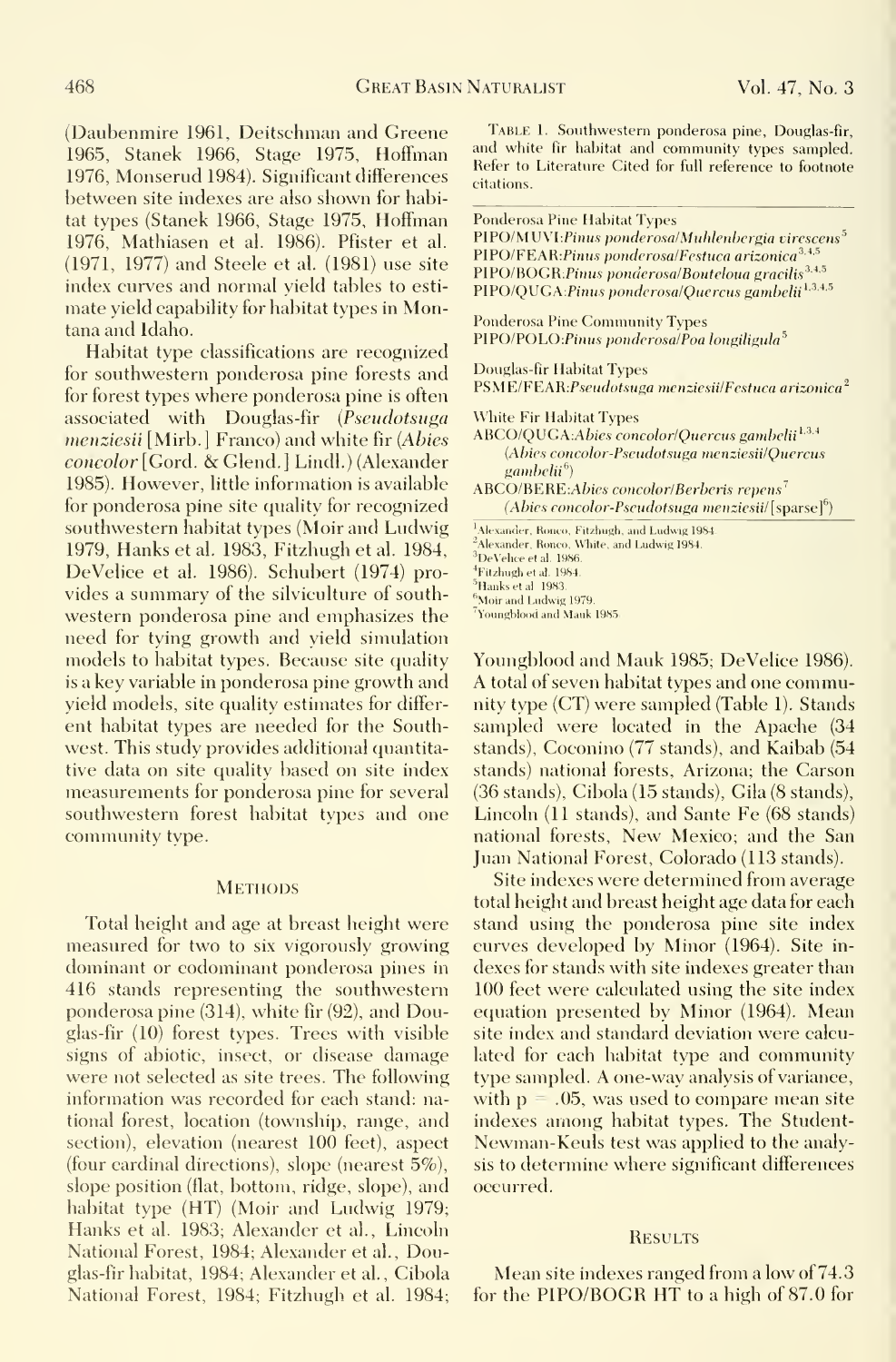(Daubenmire 1961, Deitschman and Greene 1965, Stanek 1966, Stage 1975, Hoffman 1976, Monserud 1984). Significant differences between site indexes are also shown for habitat types (Stanek 1966, Stage 1975, Hoffman 1976, Mathiasen et al. 1986). Pfister et al. (1971, 1977) and Steele et al. (1981) use site index curves and normal yield tables to estimate yield capability for habitat types in Montana and Idaho.

Habitat type classifications are recognized for southwestern ponderosa pine forests and for forest types where ponderosa pine is often associated with Douglas-fir (*Pseudotsuga menziesii* [Mirb.] Franco) and white fir (*Abies concolor* [Gord. & Glend.] Lindl.) (Alexander 1985). However, little information is available for ponderosa pine site quality for recognized southwestern habitat types (Moir and Ludwig 1979, Hanks et al. 1983, Fitzhugh et al. 1984, DeVelice et al. 1986). Schubert (1974) provides a summary of the silviculture of southwestern ponderosa pine and emphasizes the need for tying growth and yield simulation models to habitat types. Because site quality is a key variable in ponderosa pine growth and yield models, site quality estimates for different habitat types are needed for the Southwest. This study provides additional quantitative data on site quality based on site index measurements for ponderosa pine for several southwestern forest habitat types and one community type.

## Methods

Total height and age at breast height were measured for two to six vigorously growing dominant or codominant ponderosa pines in 416 stands representing the southwestern ponderosa pine (314), white fir (92), and Douglas-fir (10) forest types. Trees with visible signs of abiotic, insect, or disease damage were not selected as site trees. The following information was recorded for each stand: national forest, location (township, range, and section), elevation (nearest 100 feet), aspect (four cardinal directions), slope (nearest 5%), slope position (flat, bottom, ridge, slope), and habitat type (HT) (Moir and Ludwig 1979; Hanks et al. 1983; Alexander et al., Lincoln National Forest, 1984; Alexander et al., Douglas-fir habitat, 1984; Alexander et al., Cibola National Forest, 1984; Fitzhugh et al. 1984; Youngblood and Mauk 1985; DeVelice 1986). A total of seven habitat types and one community type (CT) were sampled (Table 1). Stands sampled were located in the Apache (34 stands), Coconino (77 stands), and Kaibab (54 stands) national forests, Arizona; the Carson (36 stands), Cibola (15 stands), Gila (8 stands), Lincoln (11 stands), and Sante Fe (68 stands) national forests, New Mexico; and the San Juan National Forest, Colorado (113 stands).

Table 1. Southwestern ponderosa pine, Douglas-fir, and white fir habitat and community types sampled. Refer to Literature Cited for full reference to footnote citations.

Ponderosa Pine Habitat Types
PIPO/MUVI:*Pinus ponderosa/Muhlenbergia virescens*[5]
PIPO/FEAR:*Pinus ponderosa/Festuca arizonica*[3,4,5]
PIPO/BOGR:*Pinus ponderosa/Bouteloua gracilis*[3,4,5]
PIPO/QUGA:*Pinus ponderosa/Quercus gambelii*[1,3,4,5]

Ponderosa Pine Community Types
PIPO/POLO:*Pinus ponderosa/Poa longiligula*[5]

Douglas-fir Habitat Types
PSME/FEAR:*Pseudotsuga menziesii/Festuca arizonica*[2]

White Fir Habitat Types
ABCO/QUGA:*Abies concolor/Quercus gambelii*[1,3,4]
(*Abies concolor-Pseudotsuga menziesii/Quercus gambelii*[6])
ABCO/BERE:*Abies concolor/Berberis repens*[7]
(*Abies concolor-Pseudotsuga menziesii*/[sparse][6])

[1]Alexander, Ronco, Fitzhugh, and Ludwig 1984.
[2]Alexander, Ronco, White, and Ludwig 1984.
[3]DeVelice et al. 1986.
[4]Fitzhugh et al. 1984.
[5]Hanks et al. 1983.
[6]Moir and Ludwig 1979.
[7]Youngblood and Mauk 1985.

Site indexes were determined from average total height and breast height age data for each stand using the ponderosa pine site index curves developed by Minor (1964). Site indexes for stands with site indexes greater than 100 feet were calculated using the site index equation presented by Minor (1964). Mean site index and standard deviation were calculated for each habitat type and community type sampled. A one-way analysis of variance, with $p = .05$, was used to compare mean site indexes among habitat types. The Student-Newman-Keuls test was applied to the analysis to determine where significant differences occurred.

## Results

Mean site indexes ranged from a low of 74.3 for the PIPO/BOGR HT to a high of 87.0 for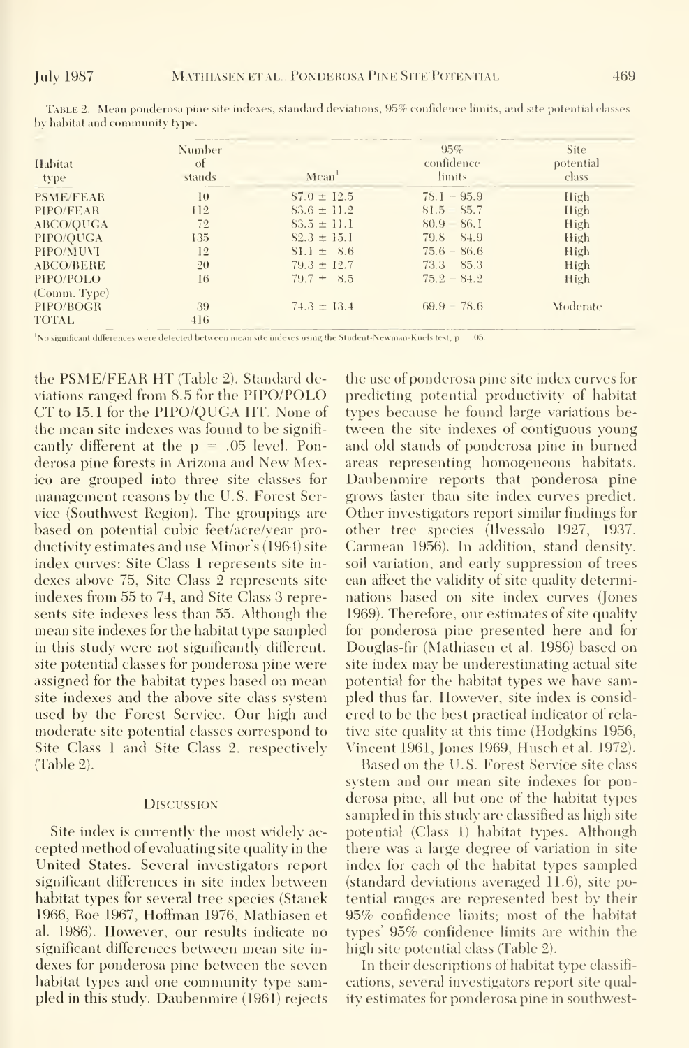Table 2. Mean ponderosa pine site indexes, standard deviations, 95% confidence limits, and site potential classes by habitat and community type.

| Habitat type | Number of stands | Mean[1] | 95% confidence limits | Site potential class |
|---|---|---|---|---|
| PSME/FEAR | 10 | 87.0 ± 12.5 | 78.1 – 95.9 | High |
| PIPO/FEAR | 112 | 83.6 ± 11.2 | 81.5 – 85.7 | High |
| ABCO/QUGA | 72 | 83.5 ± 11.1 | 80.9 – 86.1 | High |
| PIPO/QUGA | 135 | 82.3 ± 15.1 | 79.8 – 84.9 | High |
| PIPO/MUVI | 12 | 81.1 ± 8.6 | 75.6 – 86.6 | High |
| ABCO/BERE | 20 | 79.3 ± 12.7 | 73.3 – 85.3 | High |
| PIPO/POLO (Comm. Type) | 16 | 79.7 ± 8.5 | 75.2 – 84.2 | High |
| PIPO/BOGR | 39 | 74.3 ± 13.4 | 69.9 – 78.6 | Moderate |
| TOTAL | 416 | | | |

[1]No significant differences were detected between mean site indexes using the Student-Newman-Kuels test, $p = .05$.

the PSME/FEAR HT (Table 2). Standard deviations ranged from 8.5 for the PIPO/POLO CT to 15.1 for the PIPO/QUGA HT. None of the mean site indexes was found to be significantly different at the $p = .05$ level. Ponderosa pine forests in Arizona and New Mexico are grouped into three site classes for management reasons by the U.S. Forest Service (Southwest Region). The groupings are based on potential cubic feet/acre/year productivity estimates and use Minor's (1964) site index curves: Site Class 1 represents site indexes above 75, Site Class 2 represents site indexes from 55 to 74, and Site Class 3 represents site indexes less than 55. Although the mean site indexes for the habitat type sampled in this study were not significantly different, site potential classes for ponderosa pine were assigned for the habitat types based on mean site indexes and the above site class system used by the Forest Service. Our high and moderate site potential classes correspond to Site Class 1 and Site Class 2, respectively (Table 2).

## Discussion

Site index is currently the most widely accepted method of evaluating site quality in the United States. Several investigators report significant differences in site index between habitat types for several tree species (Stanek 1966, Roe 1967, Hoffman 1976, Mathiasen et al. 1986). However, our results indicate no significant differences between mean site indexes for ponderosa pine between the seven habitat types and one community type sampled in this study. Daubenmire (1961) rejects the use of ponderosa pine site index curves for predicting potential productivity of habitat types because he found large variations between the site indexes of contiguous young and old stands of ponderosa pine in burned areas representing homogeneous habitats. Daubenmire reports that ponderosa pine grows faster than site index curves predict. Other investigators report similar findings for other tree species (Ilvessalo 1927, 1937, Carmean 1956). In addition, stand density, soil variation, and early suppression of trees can affect the validity of site quality determinations based on site index curves (Jones 1969). Therefore, our estimates of site quality for ponderosa pine presented here and for Douglas-fir (Mathiasen et al. 1986) based on site index may be underestimating actual site potential for the habitat types we have sampled thus far. However, site index is considered to be the best practical indicator of relative site quality at this time (Hodgkins 1956, Vincent 1961, Jones 1969, Husch et al. 1972).

Based on the U.S. Forest Service site class system and our mean site indexes for ponderosa pine, all but one of the habitat types sampled in this study are classified as high site potential (Class 1) habitat types. Although there was a large degree of variation in site index for each of the habitat types sampled (standard deviations averaged 11.6), site potential ranges are represented best by their 95% confidence limits; most of the habitat types' 95% confidence limits are within the high site potential class (Table 2).

In their descriptions of habitat type classifications, several investigators report site quality estimates for ponderosa pine in southwest-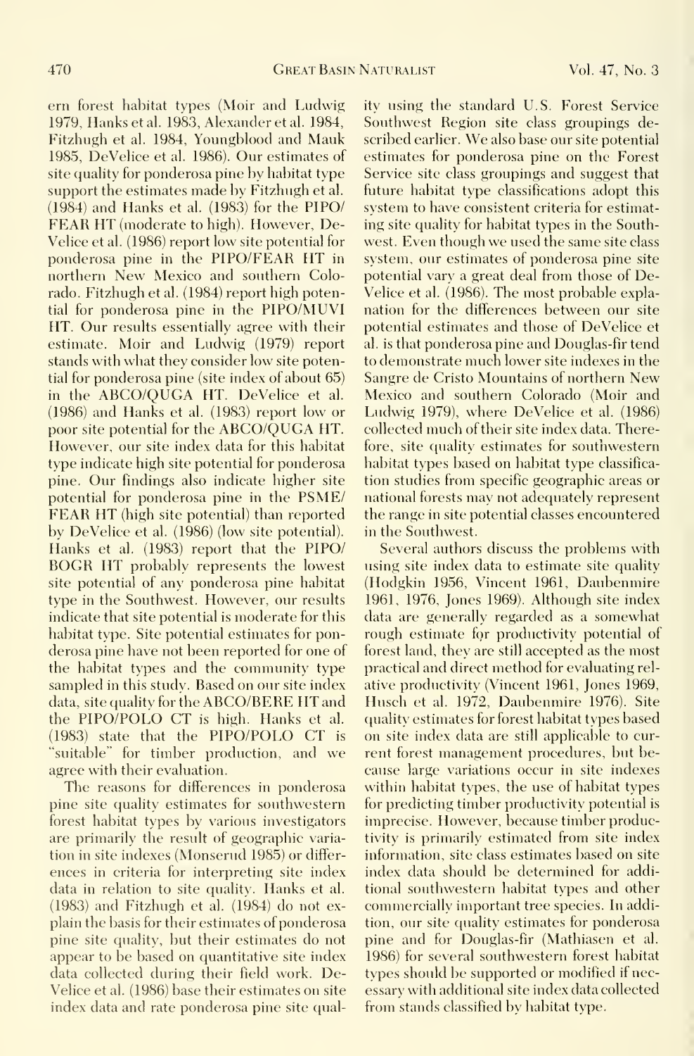ern forest habitat types (Moir and Ludwig 1979, Hanks et al. 1983, Alexander et al. 1984, Fitzhugh et al. 1984, Youngblood and Mauk 1985, DeVelice et al. 1986). Our estimates of site quality for ponderosa pine by habitat type support the estimates made by Fitzhugh et al. (1984) and Hanks et al. (1983) for the PIPO/FEAR HT (moderate to high). However, DeVelice et al. (1986) report low site potential for ponderosa pine in the PIPO/FEAR HT in northern New Mexico and southern Colorado. Fitzhugh et al. (1984) report high potential for ponderosa pine in the PIPO/MUVI HT. Our results essentially agree with their estimate. Moir and Ludwig (1979) report stands with what they consider low site potential for ponderosa pine (site index of about 65) in the ABCO/QUGA HT. DeVelice et al. (1986) and Hanks et al. (1983) report low or poor site potential for the ABCO/QUGA HT. However, our site index data for this habitat type indicate high site potential for ponderosa pine. Our findings also indicate higher site potential for ponderosa pine in the PSME/FEAR HT (high site potential) than reported by DeVelice et al. (1986) (low site potential). Hanks et al. (1983) report that the PIPO/BOGR HT probably represents the lowest site potential of any ponderosa pine habitat type in the Southwest. However, our results indicate that site potential is moderate for this habitat type. Site potential estimates for ponderosa pine have not been reported for one of the habitat types and the community type sampled in this study. Based on our site index data, site quality for the ABCO/BERE HT and the PIPO/POLO CT is high. Hanks et al. (1983) state that the PIPO/POLO CT is "suitable" for timber production, and we agree with their evaluation.

The reasons for differences in ponderosa pine site quality estimates for southwestern forest habitat types by various investigators are primarily the result of geographic variation in site indexes (Monserud 1985) or differences in criteria for interpreting site index data in relation to site quality. Hanks et al. (1983) and Fitzhugh et al. (1984) do not explain the basis for their estimates of ponderosa pine site quality, but their estimates do not appear to be based on quantitative site index data collected during their field work. DeVelice et al. (1986) base their estimates on site index data and rate ponderosa pine site quality using the standard U.S. Forest Service Southwest Region site class groupings described earlier. We also base our site potential estimates for ponderosa pine on the Forest Service site class groupings and suggest that future habitat type classifications adopt this system to have consistent criteria for estimating site quality for habitat types in the Southwest. Even though we used the same site class system, our estimates of ponderosa pine site potential vary a great deal from those of DeVelice et al. (1986). The most probable explanation for the differences between our site potential estimates and those of DeVelice et al. is that ponderosa pine and Douglas-fir tend to demonstrate much lower site indexes in the Sangre de Cristo Mountains of northern New Mexico and southern Colorado (Moir and Ludwig 1979), where DeVelice et al. (1986) collected much of their site index data. Therefore, site quality estimates for southwestern habitat types based on habitat type classification studies from specific geographic areas or national forests may not adequately represent the range in site potential classes encountered in the Southwest.

Several authors discuss the problems with using site index data to estimate site quality (Hodgkin 1956, Vincent 1961, Daubenmire 1961, 1976, Jones 1969). Although site index data are generally regarded as a somewhat rough estimate for productivity potential of forest land, they are still accepted as the most practical and direct method for evaluating relative productivity (Vincent 1961, Jones 1969, Husch et al. 1972, Daubenmire 1976). Site quality estimates for forest habitat types based on site index data are still applicable to current forest management procedures, but because large variations occur in site indexes within habitat types, the use of habitat types for predicting timber productivity potential is imprecise. However, because timber productivity is primarily estimated from site index information, site class estimates based on site index data should be determined for additional southwestern habitat types and other commercially important tree species. In addition, our site quality estimates for ponderosa pine and for Douglas-fir (Mathiasen et al. 1986) for several southwestern forest habitat types should be supported or modified if necessary with additional site index data collected from stands classified by habitat type.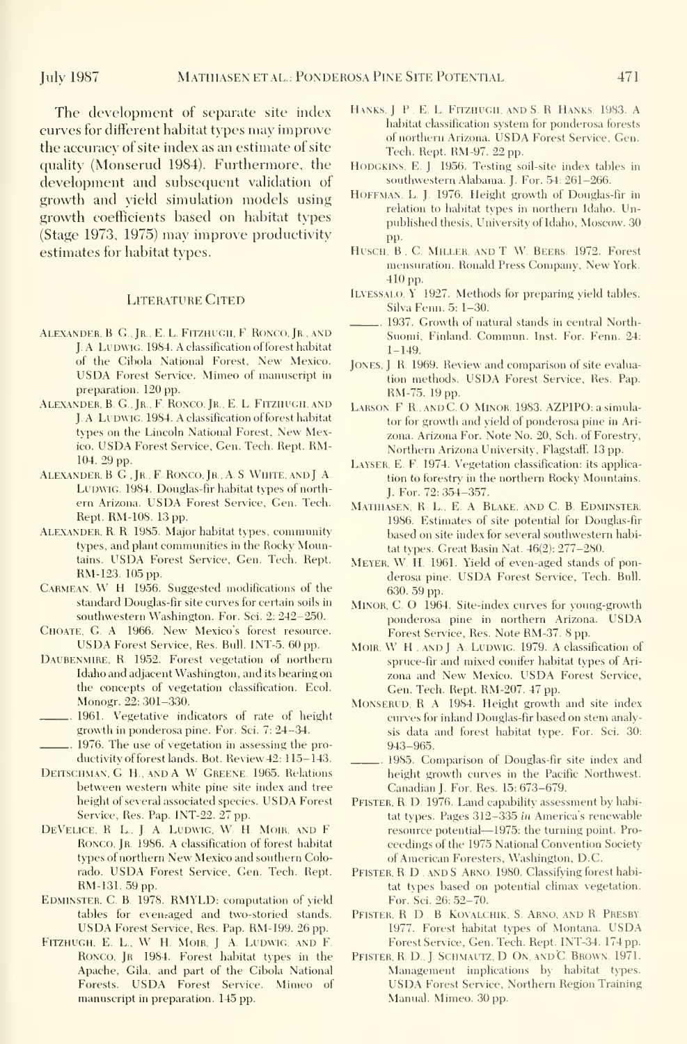The development of separate site index curves for different habitat types may improve the accuracy of site index as an estimate of site quality (Monserud 1984). Furthermore, the development and subsequent validation of growth and yield simulation models using growth coefficients based on habitat types (Stage 1973, 1975) may improve productivity estimates for habitat types.

## Literature Cited

Alexander, B. G., Jr., E. L. Fitzhugh, F. Ronco, Jr., and J. A. Ludwig. 1984. A classification of forest habitat of the Cibola National Forest, New Mexico. USDA Forest Service. Mimeo of manuscript in preparation. 120 pp.

Alexander, B. G., Jr., F. Ronco, Jr., E. L. Fitzhugh, and J. A. Ludwig. 1984. A classification of forest habitat types on the Lincoln National Forest, New Mexico. USDA Forest Service, Gen. Tech. Rept. RM-104. 29 pp.

Alexander, B. G., Jr., F. Ronco, Jr., A. S. White, and J. A. Ludwig. 1984. Douglas-fir habitat types of northern Arizona. USDA Forest Service, Gen. Tech. Rept. RM-108. 13 pp.

Alexander, R. R. 1985. Major habitat types, community types, and plant communities in the Rocky Mountains. USDA Forest Service, Gen. Tech. Rept. RM-123. 105 pp.

Carmean, W. H. 1956. Suggested modifications of the standard Douglas-fir site curves for certain soils in southwestern Washington. For. Sci. 2: 242–250.

Choate, G. A. 1966. New Mexico's forest resource. USDA Forest Service, Res. Bull. INT-5. 60 pp.

Daubenmire, R. 1952. Forest vegetation of northern Idaho and adjacent Washington, and its bearing on the concepts of vegetation classification. Ecol. Monogr. 22: 301–330.

______. 1961. Vegetative indicators of rate of height growth in ponderosa pine. For. Sci. 7: 24–34.

______. 1976. The use of vegetation in assessing the productivity of forest lands. Bot. Review 42: 115–143.

Deitschman, G. H., and A. W. Greene. 1965. Relations between western white pine site index and tree height of several associated species. USDA Forest Service, Res. Pap. INT-22. 27 pp.

DeVelice, R. L., J. A. Ludwig, W. H. Moir, and F. Ronco, Jr. 1986. A classification of forest habitat types of northern New Mexico and southern Colorado. USDA Forest Service, Gen. Tech. Rept. RM-131. 59 pp.

Edminster, C. B. 1978. RMYLD: computation of yield tables for even-aged and two-storied stands. USDA Forest Service, Res. Pap. RM-199. 26 pp.

Fitzhugh, E. L., W. H. Moir, J. A. Ludwig, and F. Ronco, Jr. 1984. Forest habitat types in the Apache, Gila, and part of the Cibola National Forests. USDA Forest Service. Mimeo of manuscript in preparation. 145 pp.

Hanks, J. P., E. L. Fitzhugh, and S. R. Hanks. 1983. A habitat classification system for ponderosa forests of northern Arizona. USDA Forest Service, Gen. Tech. Rept. RM-97. 22 pp.

Hodgkins, E. J. 1956. Testing soil-site index tables in southwestern Alabama. J. For. 54: 261–266.

Hoffman, L. J. 1976. Height growth of Douglas-fir in relation to habitat types in northern Idaho. Unpublished thesis, University of Idaho, Moscow. 30 pp.

Husch, B., C. Miller, and T. W. Beers. 1972. Forest mensuration. Ronald Press Company, New York. 410 pp.

Ilvessalo, Y. 1927. Methods for preparing yield tables. Silva Fenn. 5: 1–30.

______. 1937. Growth of natural stands in central North-Suomi, Finland. Commun. Inst. For. Fenn. 24: 1–149.

Jones, J. R. 1969. Review and comparison of site evaluation methods. USDA Forest Service, Res. Pap. RM-75. 19 pp.

Larson, F. R., and C. O. Minor. 1983. AZPIPO: a simulator for growth and yield of ponderosa pine in Arizona. Arizona For. Note No. 20, Sch. of Forestry, Northern Arizona University, Flagstaff. 13 pp.

Layser, E. F. 1974. Vegetation classification: its application to forestry in the northern Rocky Mountains. J. For. 72: 354–357.

Mathiasen, R. L., E. A. Blake, and C. B. Edminster. 1986. Estimates of site potential for Douglas-fir based on site index for several southwestern habitat types. Great Basin Nat. 46(2): 277–280.

Meyer, W. H. 1961. Yield of even-aged stands of ponderosa pine. USDA Forest Service, Tech. Bull. 630. 59 pp.

Minor, C. O. 1964. Site-index curves for young-growth ponderosa pine in northern Arizona. USDA Forest Service, Res. Note RM-37. 8 pp.

Moir, W. H., and J. A. Ludwig. 1979. A classification of spruce-fir and mixed conifer habitat types of Arizona and New Mexico. USDA Forest Service, Gen. Tech. Rept. RM-207. 47 pp.

Monserud, R. A. 1984. Height growth and site index curves for inland Douglas-fir based on stem analysis data and forest habitat type. For. Sci. 30: 943–965.

______. 1985. Comparison of Douglas-fir site index and height growth curves in the Pacific Northwest. Canadian J. For. Res. 15: 673–679.

Pfister, R. D. 1976. Land capability assessment by habitat types. Pages 312–335 *in* America's renewable resource potential—1975: the turning point. Proceedings of the 1975 National Convention Society of American Foresters, Washington, D.C.

Pfister, R. D., and S. Arno. 1980. Classifying forest habitat types based on potential climax vegetation. For. Sci. 26: 52–70.

Pfister, R. D., B. Kovalchik, S. Arno, and R. Presby. 1977. Forest habitat types of Montana. USDA Forest Service, Gen. Tech. Rept. INT-34. 174 pp.

Pfister, R. D., J. Schmautz, D. On, and C. Brown. 1971. Management implications by habitat types. USDA Forest Service, Northern Region Training Manual. Mimeo. 30 pp.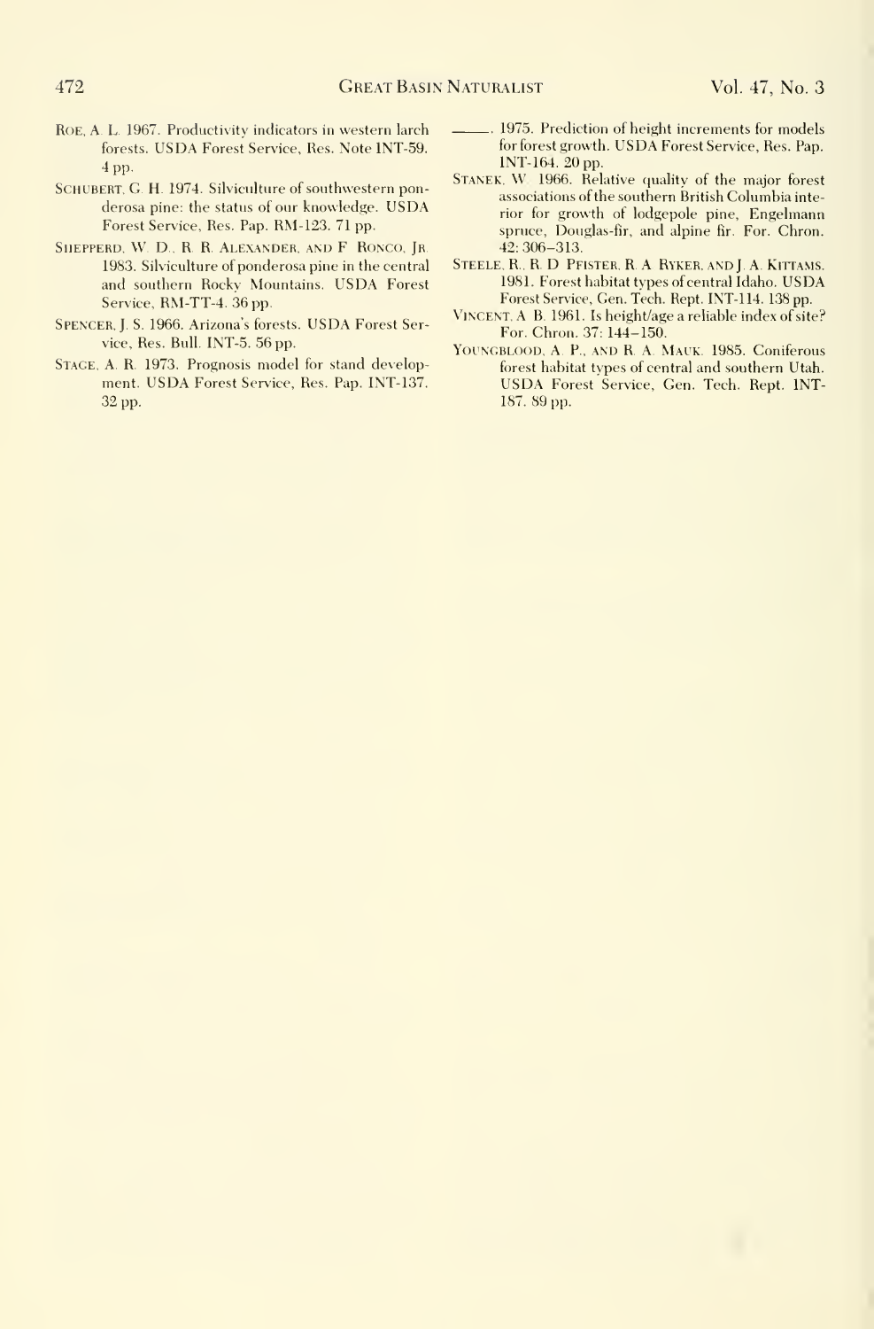Roe, A. L. 1967. Productivity indicators in western larch forests. USDA Forest Service, Res. Note INT-59. 4 pp.

Schubert, G. H. 1974. Silviculture of southwestern ponderosa pine: the status of our knowledge. USDA Forest Service, Res. Pap. RM-123. 71 pp.

Shepperd, W. D., R. R. Alexander, and F. Ronco, Jr. 1983. Silviculture of ponderosa pine in the central and southern Rocky Mountains. USDA Forest Service, RM-TT-4. 36 pp.

Spencer, J. S. 1966. Arizona's forests. USDA Forest Service, Res. Bull. INT-5. 56 pp.

Stage, A. R. 1973. Prognosis model for stand development. USDA Forest Service, Res. Pap. INT-137. 32 pp.

———. 1975. Prediction of height increments for models for forest growth. USDA Forest Service, Res. Pap. INT-164. 20 pp.

Stanek, W. 1966. Relative quality of the major forest associations of the southern British Columbia interior for growth of lodgepole pine, Engelmann spruce, Douglas-fir, and alpine fir. For. Chron. 42: 306–313.

Steele, R., R. D. Pfister, R. A. Ryker, and J. A. Kittams. 1981. Forest habitat types of central Idaho. USDA Forest Service, Gen. Tech. Rept. INT-114. 138 pp.

Vincent, A. B. 1961. Is height/age a reliable index of site? For. Chron. 37: 144–150.

Youngblood, A. P., and R. A. Mauk. 1985. Coniferous forest habitat types of central and southern Utah. USDA Forest Service, Gen. Tech. Rept. INT-187. 89 pp.